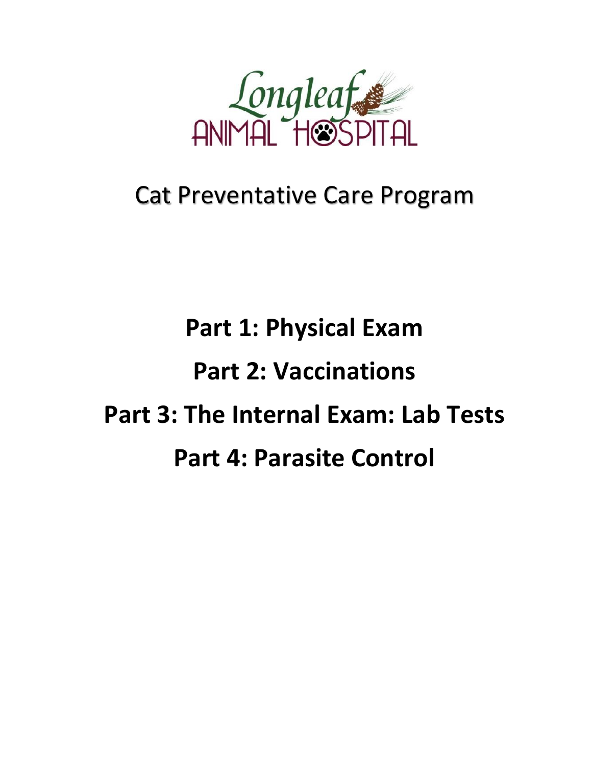Longleaf ANIMAL HOSPITAL

# Cat Preventative Care Program

**Part 1: Physical Exam**

**Part 2: Vaccinations**

**Part 3: The Internal Exam: Lab Tests**

**Part 4: Parasite Control**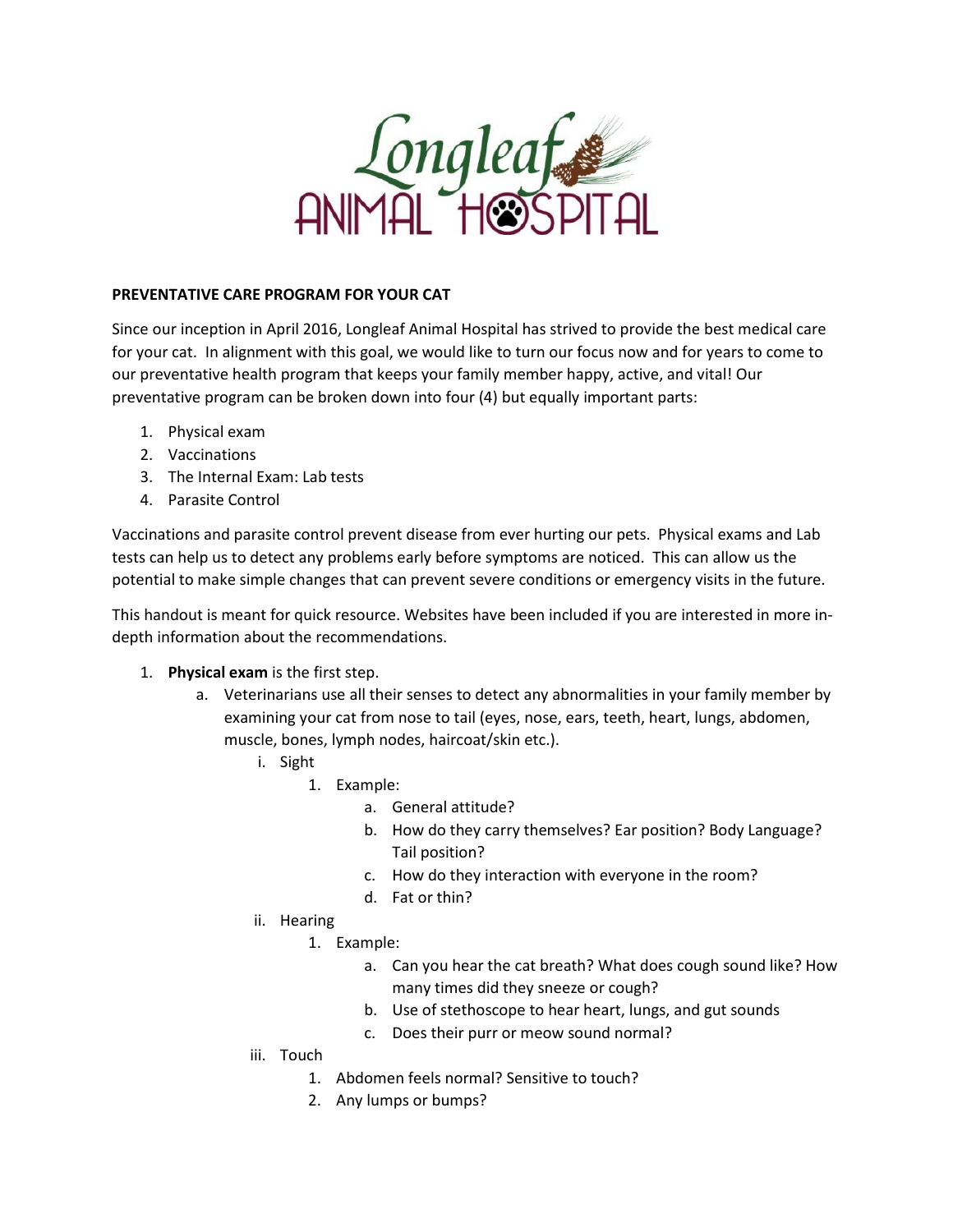**PREVENTATIVE CARE PROGRAM FOR YOUR CAT**

Since our inception in April 2016, Longleaf Animal Hospital has strived to provide the best medical care for your cat. In alignment with this goal, we would like to turn our focus now and for years to come to our preventative health program that keeps your family member happy, active, and vital! Our preventative program can be broken down into four (4) but equally important parts:

1. Physical exam
2. Vaccinations
3. The Internal Exam: Lab tests
4. Parasite Control

Vaccinations and parasite control prevent disease from ever hurting our pets. Physical exams and Lab tests can help us to detect any problems early before symptoms are noticed. This can allow us the potential to make simple changes that can prevent severe conditions or emergency visits in the future.

This handout is meant for quick resource. Websites have been included if you are interested in more in-depth information about the recommendations.

1. **Physical exam** is the first step.
   - a. Veterinarians use all their senses to detect any abnormalities in your family member by examining your cat from nose to tail (eyes, nose, ears, teeth, heart, lungs, abdomen, muscle, bones, lymph nodes, haircoat/skin etc.).
     - i. Sight
       1. Example:
          - a. General attitude?
          - b. How do they carry themselves? Ear position? Body Language? Tail position?
          - c. How do they interaction with everyone in the room?
          - d. Fat or thin?
     - ii. Hearing
       1. Example:
          - a. Can you hear the cat breath? What does cough sound like? How many times did they sneeze or cough?
          - b. Use of stethoscope to hear heart, lungs, and gut sounds
          - c. Does their purr or meow sound normal?
     - iii. Touch
       1. Abdomen feels normal? Sensitive to touch?
       2. Any lumps or bumps?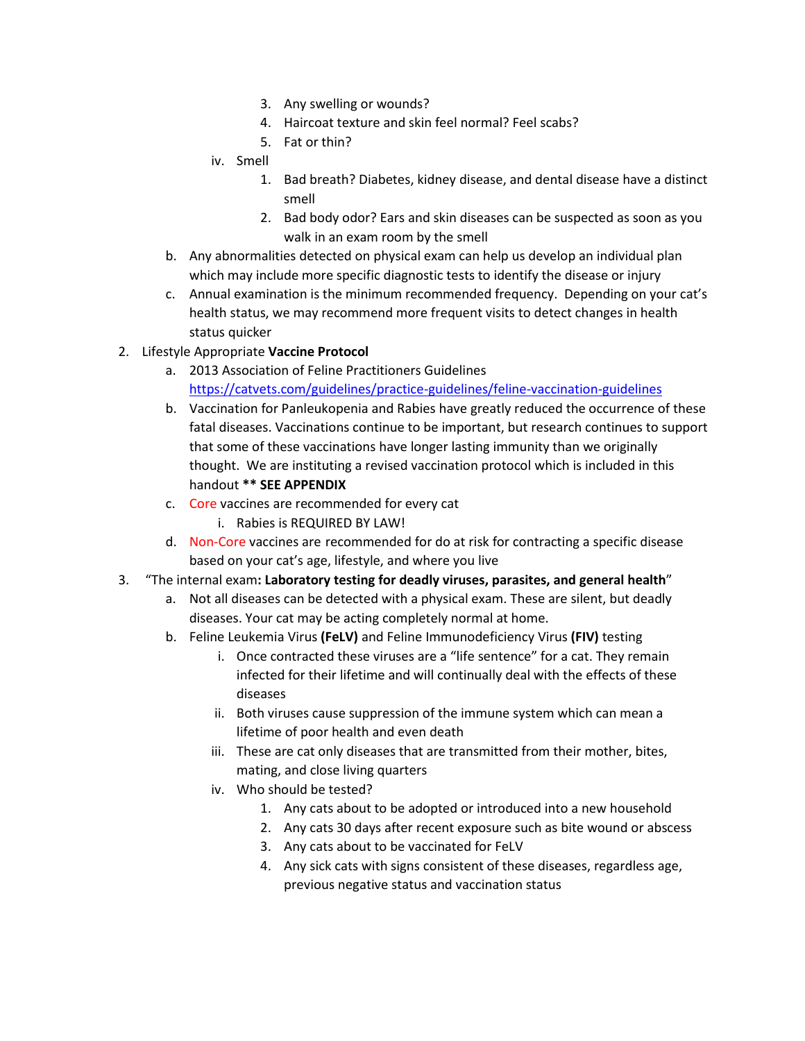3. Any swelling or wounds?
            4. Haircoat texture and skin feel normal? Feel scabs?
            5. Fat or thin?
        iv. Smell
            1. Bad breath? Diabetes, kidney disease, and dental disease have a distinct smell
            2. Bad body odor? Ears and skin diseases can be suspected as soon as you walk in an exam room by the smell
    b. Any abnormalities detected on physical exam can help us develop an individual plan which may include more specific diagnostic tests to identify the disease or injury
    c. Annual examination is the minimum recommended frequency. Depending on your cat's health status, we may recommend more frequent visits to detect changes in health status quicker

2. Lifestyle Appropriate **Vaccine Protocol**
    a. 2013 Association of Feline Practitioners Guidelines [https://catvets.com/guidelines/practice-guidelines/feline-vaccination-guidelines](https://catvets.com/guidelines/practice-guidelines/feline-vaccination-guidelines)
    b. Vaccination for Panleukopenia and Rabies have greatly reduced the occurrence of these fatal diseases. Vaccinations continue to be important, but research continues to support that some of these vaccinations have longer lasting immunity than we originally thought. We are instituting a revised vaccination protocol which is included in this handout **** SEE APPENDIX**
    c. Core vaccines are recommended for every cat
        i. Rabies is REQUIRED BY LAW!
    d. Non-Core vaccines are recommended for do at risk for contracting a specific disease based on your cat's age, lifestyle, and where you live

3. "The internal exam**: Laboratory testing for deadly viruses, parasites, and general health**"
    a. Not all diseases can be detected with a physical exam. These are silent, but deadly diseases. Your cat may be acting completely normal at home.
    b. Feline Leukemia Virus **(FeLV)** and Feline Immunodeficiency Virus **(FIV)** testing
        i. Once contracted these viruses are a "life sentence" for a cat. They remain infected for their lifetime and will continually deal with the effects of these diseases
        ii. Both viruses cause suppression of the immune system which can mean a lifetime of poor health and even death
        iii. These are cat only diseases that are transmitted from their mother, bites, mating, and close living quarters
        iv. Who should be tested?
            1. Any cats about to be adopted or introduced into a new household
            2. Any cats 30 days after recent exposure such as bite wound or abscess
            3. Any cats about to be vaccinated for FeLV
            4. Any sick cats with signs consistent of these diseases, regardless age, previous negative status and vaccination status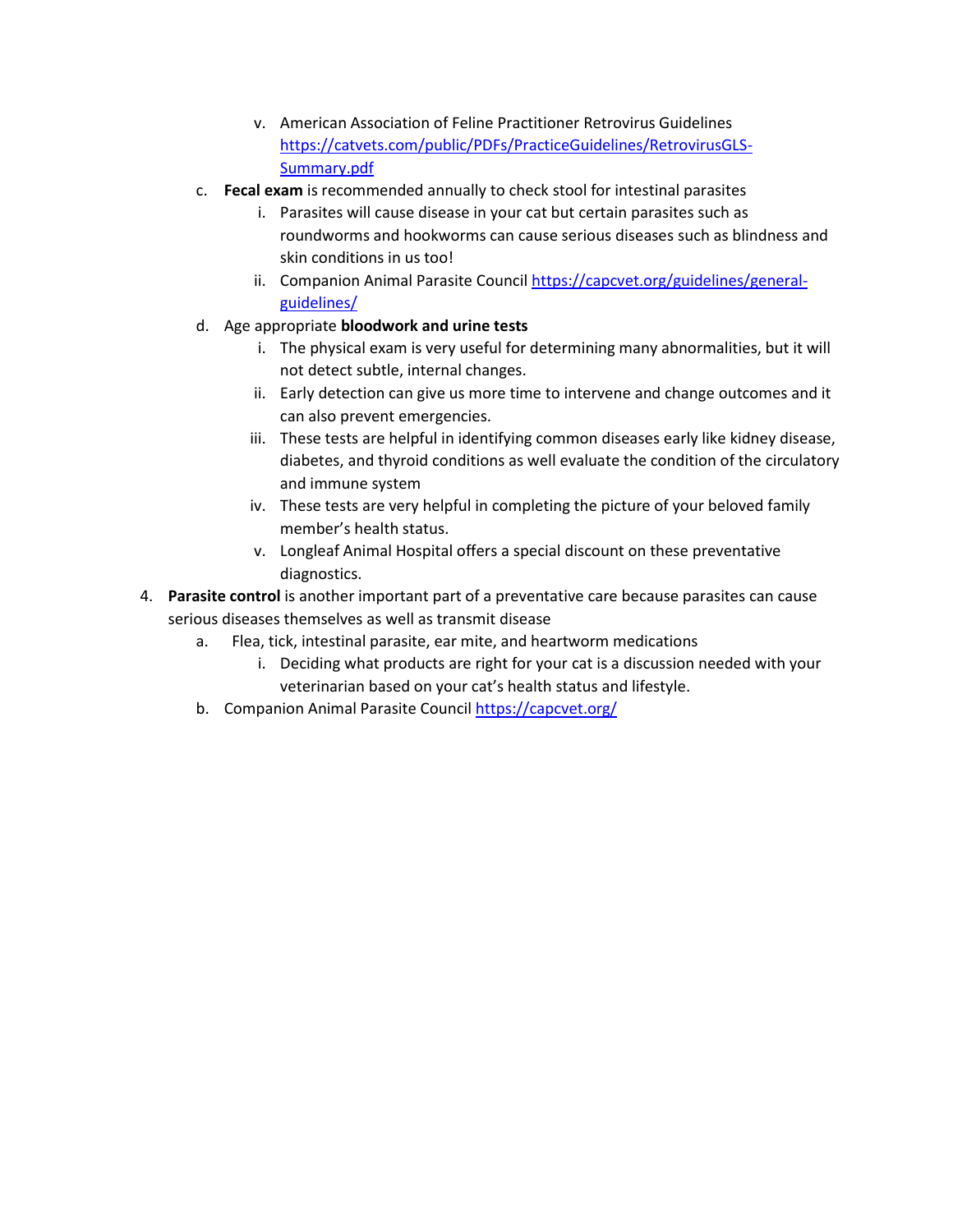- v. American Association of Feline Practitioner Retrovirus Guidelines [https://catvets.com/public/PDFs/PracticeGuidelines/RetrovirusGLS-Summary.pdf](https://catvets.com/public/PDFs/PracticeGuidelines/RetrovirusGLS-Summary.pdf)

- c. **Fecal exam** is recommended annually to check stool for intestinal parasites
   - i. Parasites will cause disease in your cat but certain parasites such as roundworms and hookworms can cause serious diseases such as blindness and skin conditions in us too!
   - ii. Companion Animal Parasite Council [https://capcvet.org/guidelines/general-guidelines/](https://capcvet.org/guidelines/general-guidelines/)
- d. Age appropriate **bloodwork and urine tests**
   - i. The physical exam is very useful for determining many abnormalities, but it will not detect subtle, internal changes.
   - ii. Early detection can give us more time to intervene and change outcomes and it can also prevent emergencies.
   - iii. These tests are helpful in identifying common diseases early like kidney disease, diabetes, and thyroid conditions as well evaluate the condition of the circulatory and immune system
   - iv. These tests are very helpful in completing the picture of your beloved family member's health status.
   - v. Longleaf Animal Hospital offers a special discount on these preventative diagnostics.

4. **Parasite control** is another important part of a preventative care because parasites can cause serious diseases themselves as well as transmit disease
   - a. Flea, tick, intestinal parasite, ear mite, and heartworm medications
      - i. Deciding what products are right for your cat is a discussion needed with your veterinarian based on your cat's health status and lifestyle.
   - b. Companion Animal Parasite Council [https://capcvet.org/](https://capcvet.org/)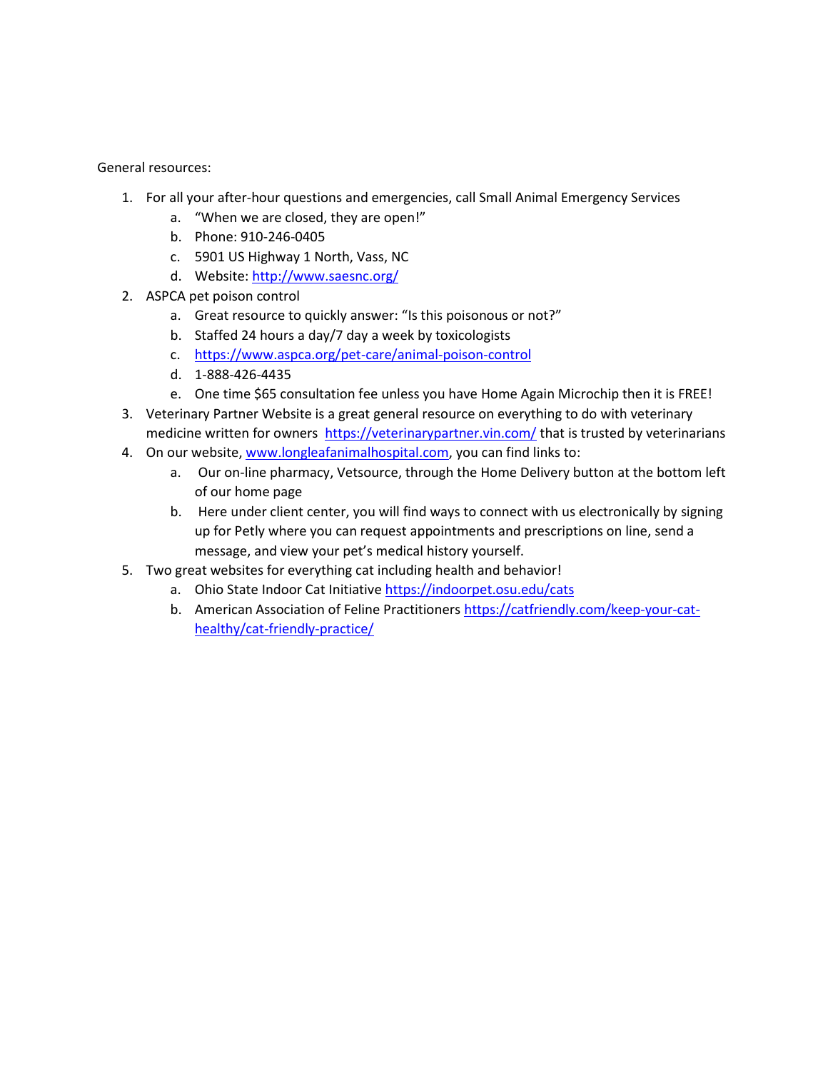General resources:

1. For all your after-hour questions and emergencies, call Small Animal Emergency Services
    a. "When we are closed, they are open!"
    b. Phone: 910-246-0405
    c. 5901 US Highway 1 North, Vass, NC
    d. Website: [http://www.saesnc.org/](http://www.saesnc.org/)
2. ASPCA pet poison control
    a. Great resource to quickly answer: "Is this poisonous or not?"
    b. Staffed 24 hours a day/7 day a week by toxicologists
    c. [https://www.aspca.org/pet-care/animal-poison-control](https://www.aspca.org/pet-care/animal-poison-control)
    d. 1-888-426-4435
    e. One time $65 consultation fee unless you have Home Again Microchip then it is FREE!
3. Veterinary Partner Website is a great general resource on everything to do with veterinary medicine written for owners [https://veterinarypartner.vin.com/](https://veterinarypartner.vin.com/) that is trusted by veterinarians
4. On our website, [www.longleafanimalhospital.com](http://www.longleafanimalhospital.com), you can find links to:
    a. Our on-line pharmacy, Vetsource, through the Home Delivery button at the bottom left of our home page
    b. Here under client center, you will find ways to connect with us electronically by signing up for Petly where you can request appointments and prescriptions on line, send a message, and view your pet's medical history yourself.
5. Two great websites for everything cat including health and behavior!
    a. Ohio State Indoor Cat Initiative [https://indoorpet.osu.edu/cats](https://indoorpet.osu.edu/cats)
    b. American Association of Feline Practitioners [https://catfriendly.com/keep-your-cat-healthy/cat-friendly-practice/](https://catfriendly.com/keep-your-cat-healthy/cat-friendly-practice/)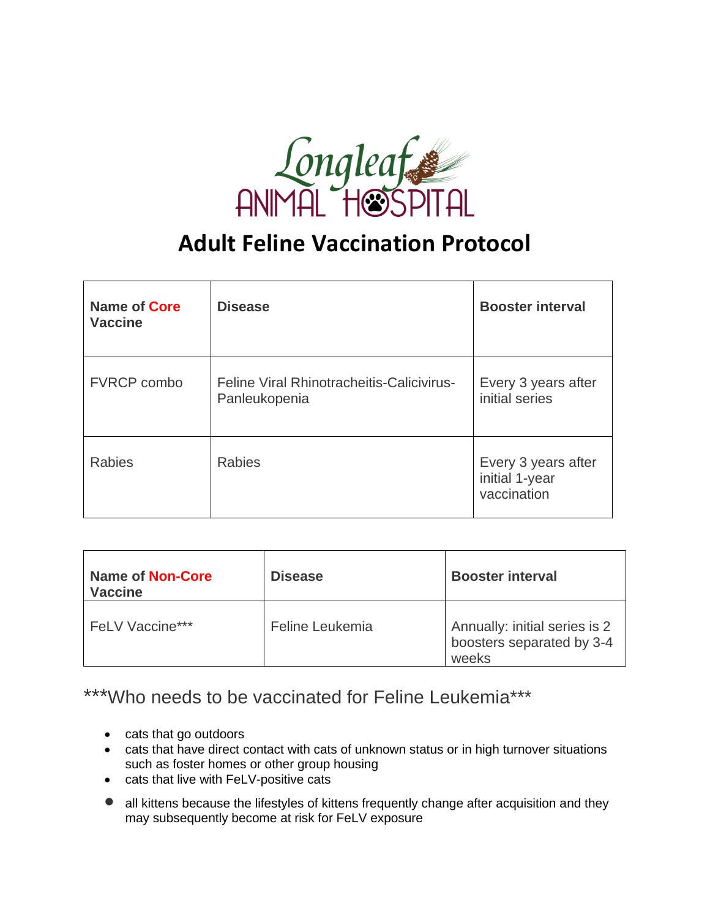Longleaf ANIMAL HOSPITAL

# Adult Feline Vaccination Protocol

| Name of Core Vaccine | Disease | Booster interval |
| --- | --- | --- |
| FVRCP combo | Feline Viral Rhinotracheitis-Calicivirus-Panleukopenia | Every 3 years after initial series |
| Rabies | Rabies | Every 3 years after initial 1-year vaccination |

| Name of Non-Core Vaccine | Disease | Booster interval |
| --- | --- | --- |
| FeLV Vaccine*** | Feline Leukemia | Annually: initial series is 2 boosters separated by 3-4 weeks |

## ***Who needs to be vaccinated for Feline Leukemia***

- cats that go outdoors
- cats that have direct contact with cats of unknown status or in high turnover situations such as foster homes or other group housing
- cats that live with FeLV-positive cats
- all kittens because the lifestyles of kittens frequently change after acquisition and they may subsequently become at risk for FeLV exposure